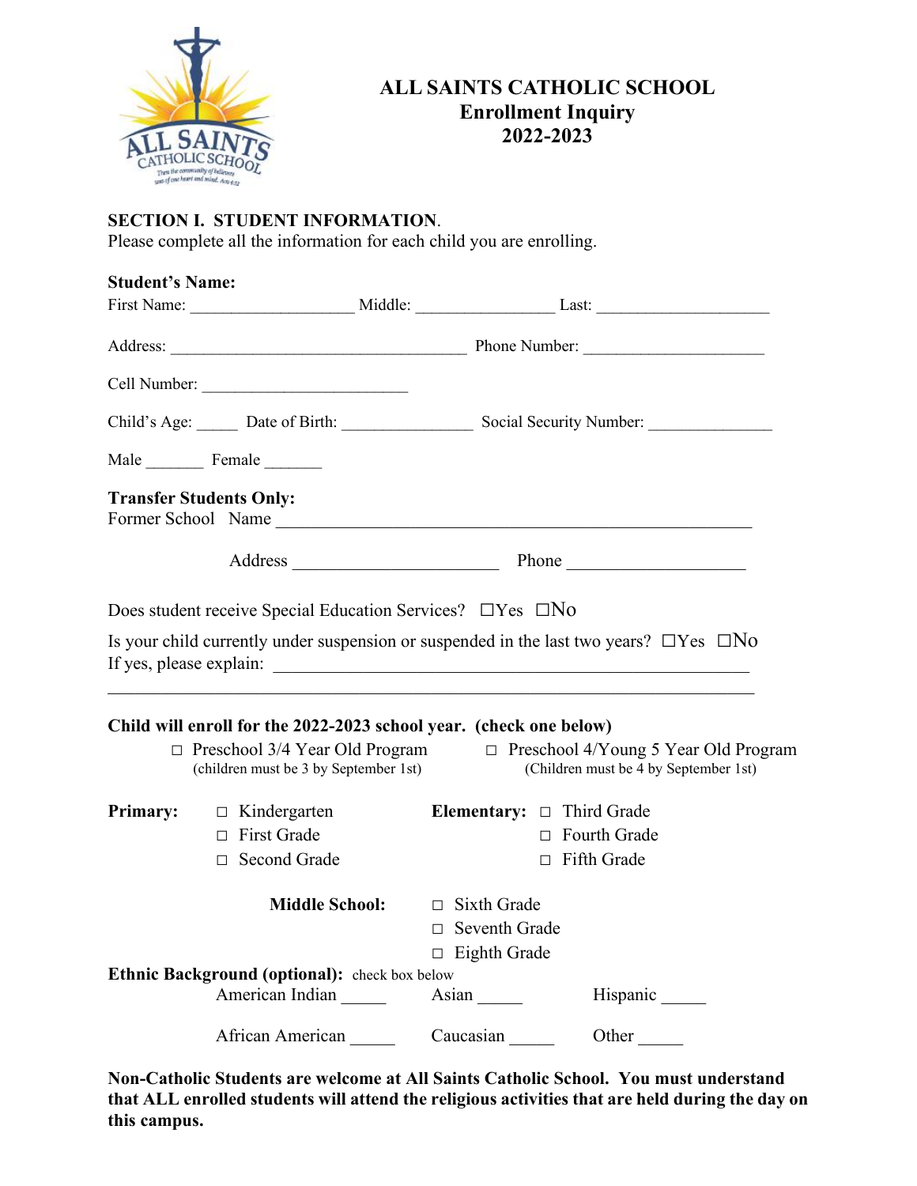# ALL SAINTS CATHOLIC SCHOOL
## Enrollment Inquiry
## 2022-2023

**SECTION I. STUDENT INFORMATION**.
Please complete all the information for each child you are enrolling.

**Student's Name:**
First Name: ___________________ Middle: ________________ Last: ____________________

Address: __________________________________ Phone Number: _____________________

Cell Number: ________________________

Child's Age: _____ Date of Birth: _______________ Social Security Number: ______________

Male _______ Female _______

**Transfer Students Only:**
Former School Name ______________________________________________________

Address ______________________ Phone ___________________

Does student receive Special Education Services? ☐Yes ☐No

Is your child currently under suspension or suspended in the last two years? ☐Yes ☐No
If yes, please explain: _______________________________________________________
___________________________________________________________________________

**Child will enroll for the 2022-2023 school year. (check one below)**

□ Preschool 3/4 Year Old Program (children must be 3 by September 1st)

□ Preschool 4/Young 5 Year Old Program (Children must be 4 by September 1st)

**Primary:**
- □ Kindergarten
- □ First Grade
- □ Second Grade

**Elementary:**
- □ Third Grade
- □ Fourth Grade
- □ Fifth Grade

**Middle School:**
- □ Sixth Grade
- □ Seventh Grade
- □ Eighth Grade

**Ethnic Background (optional):** check box below

American Indian _____ Asian _____ Hispanic _____

African American _____ Caucasian _____ Other _____

**Non-Catholic Students are welcome at All Saints Catholic School. You must understand that ALL enrolled students will attend the religious activities that are held during the day on this campus.**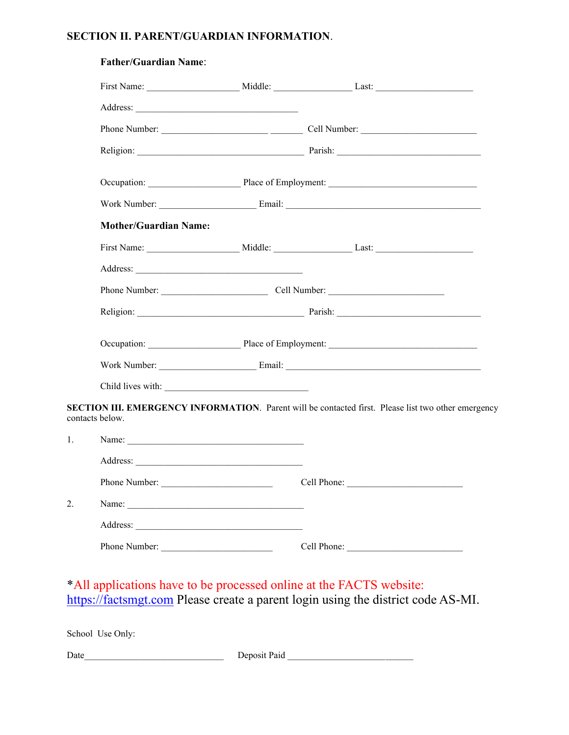**SECTION II. PARENT/GUARDIAN INFORMATION**.

**Father/Guardian Name**:

First Name: ___________________ Middle: ________________ Last: _____________________

Address: ___________________________________

Phone Number: ______________________ _______ Cell Number: ________________________

Religion: ___________________________________ Parish: _______________________________

Occupation: ___________________ Place of Employment: _______________________________

Work Number: ____________________ Email: _________________________________________

**Mother/Guardian Name:**

First Name: ___________________ Middle: ________________ Last: _____________________

Address: ____________________________________

Phone Number: ______________________ Cell Number: ________________________

Religion: ___________________________________ Parish: _______________________________

Occupation: ___________________ Place of Employment: _______________________________

Work Number: ____________________ Email: _________________________________________

Child lives with: ______________________________

**SECTION III. EMERGENCY INFORMATION**. Parent will be contacted first. Please list two other emergency contacts below.

1. Name: _____________________________________

   Address: ___________________________________

   Phone Number: _______________________ Cell Phone: ________________________

2. Name: _____________________________________

   Address: ___________________________________

   Phone Number: _______________________ Cell Phone: ________________________

*All applications have to be processed online at the FACTS website: [https://factsmgt.com](https://factsmgt.com) Please create a parent login using the district code AS-MI.

School Use Only:

Date_____________________________ Deposit Paid __________________________